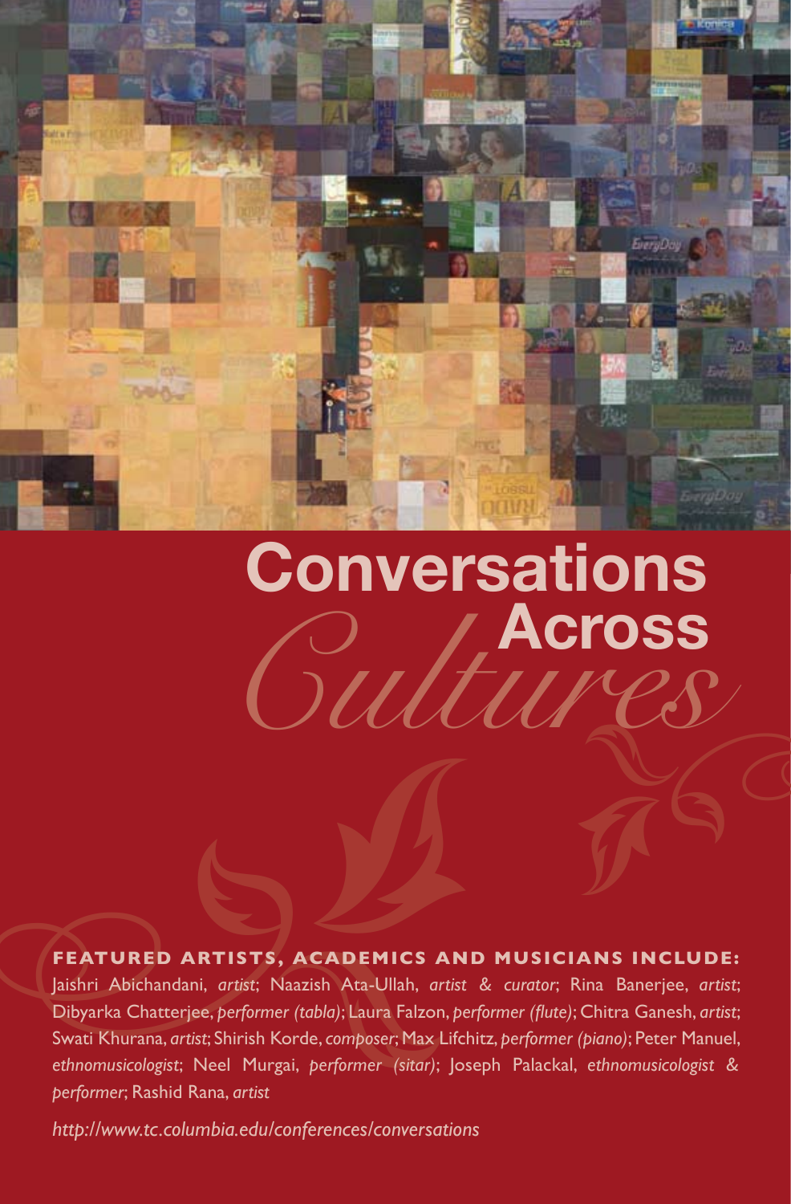# Conversations Across *Cultures*

**FEATURED ARTISTS, ACADEMICS AND MUSICIANS INCLUDE:**
Jaishri Abichandani, *artist*; Naazish Ata-Ullah, *artist & curator*; Rina Banerjee, *artist*; Dibyarka Chatterjee, *performer (tabla)*; Laura Falzon, *performer (flute)*; Chitra Ganesh, *artist*; Swati Khurana, *artist*; Shirish Korde, *composer*; Max Lifchitz, *performer (piano)*; Peter Manuel, *ethnomusicologist*; Neel Murgai, *performer (sitar)*; Joseph Palackal, *ethnomusicologist & performer*; Rashid Rana, *artist*

*http://www.tc.columbia.edu/conferences/conversations*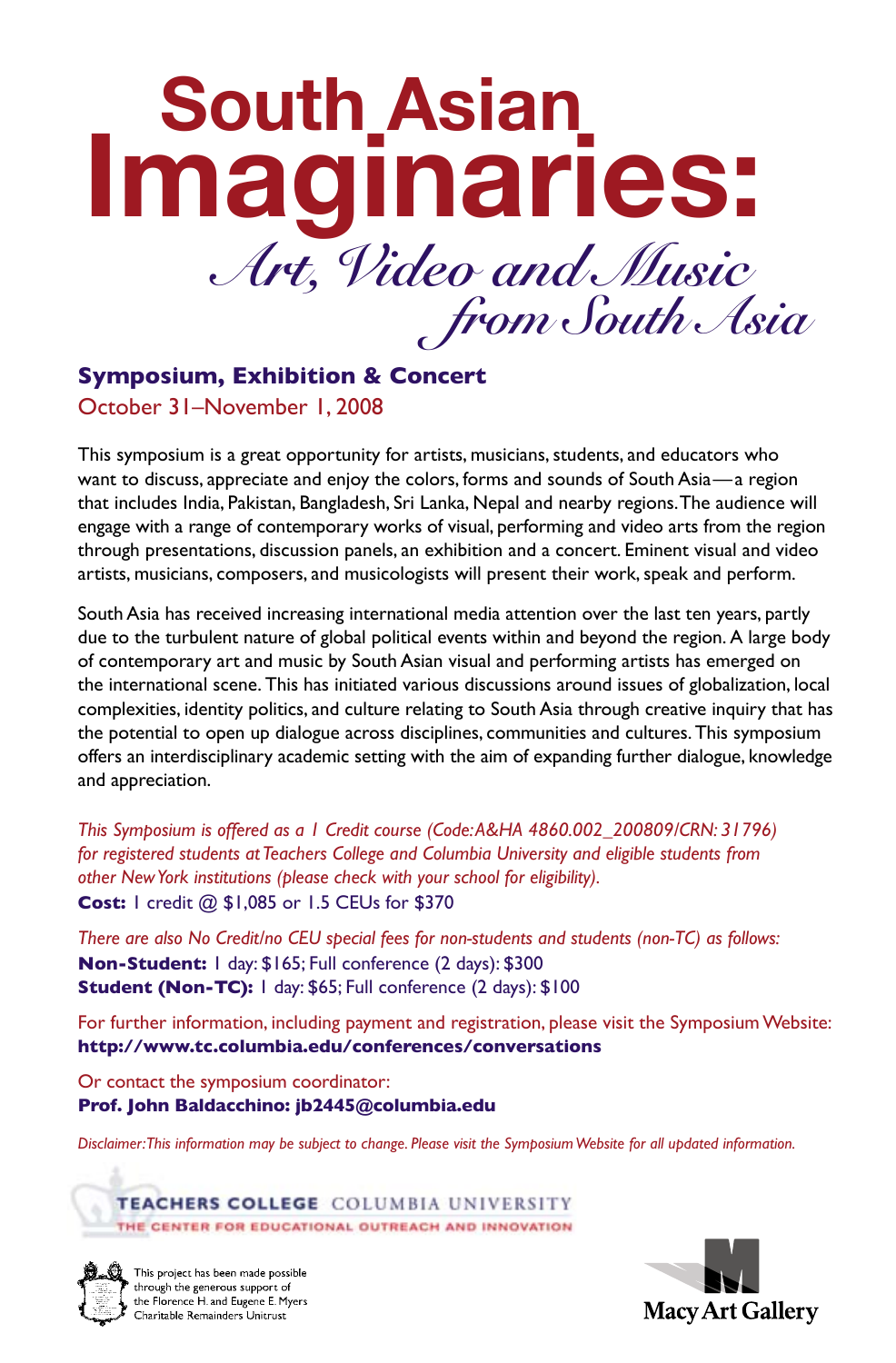# South Asian Imaginaries:

## *Art, Video and Music from South Asia*

**Symposium, Exhibition & Concert**

October 31–November 1, 2008

This symposium is a great opportunity for artists, musicians, students, and educators who want to discuss, appreciate and enjoy the colors, forms and sounds of South Asia—a region that includes India, Pakistan, Bangladesh, Sri Lanka, Nepal and nearby regions. The audience will engage with a range of contemporary works of visual, performing and video arts from the region through presentations, discussion panels, an exhibition and a concert. Eminent visual and video artists, musicians, composers, and musicologists will present their work, speak and perform.

South Asia has received increasing international media attention over the last ten years, partly due to the turbulent nature of global political events within and beyond the region. A large body of contemporary art and music by South Asian visual and performing artists has emerged on the international scene. This has initiated various discussions around issues of globalization, local complexities, identity politics, and culture relating to South Asia through creative inquiry that has the potential to open up dialogue across disciplines, communities and cultures. This symposium offers an interdisciplinary academic setting with the aim of expanding further dialogue, knowledge and appreciation.

*This Symposium is offered as a 1 Credit course (Code: A&HA 4860.002_200809/CRN: 31796) for registered students at Teachers College and Columbia University and eligible students from other New York institutions (please check with your school for eligibility).*

**Cost:** 1 credit @ $1,085 or 1.5 CEUs for $370

*There are also No Credit/no CEU special fees for non-students and students (non-TC) as follows:*

**Non-Student:** 1 day: $165; Full conference (2 days): $300

**Student (Non-TC):** 1 day: $65; Full conference (2 days): $100

For further information, including payment and registration, please visit the Symposium Website:

**http://www.tc.columbia.edu/conferences/conversations**

Or contact the symposium coordinator:

**Prof. John Baldacchino: jb2445@columbia.edu**

*Disclaimer: This information may be subject to change. Please visit the Symposium Website for all updated information.*

TEACHERS COLLEGE COLUMBIA UNIVERSITY

THE CENTER FOR EDUCATIONAL OUTREACH AND INNOVATION

This project has been made possible through the generous support of the Florence H. and Eugene E. Myers Charitable Remainders Unitrust

Macy Art Gallery